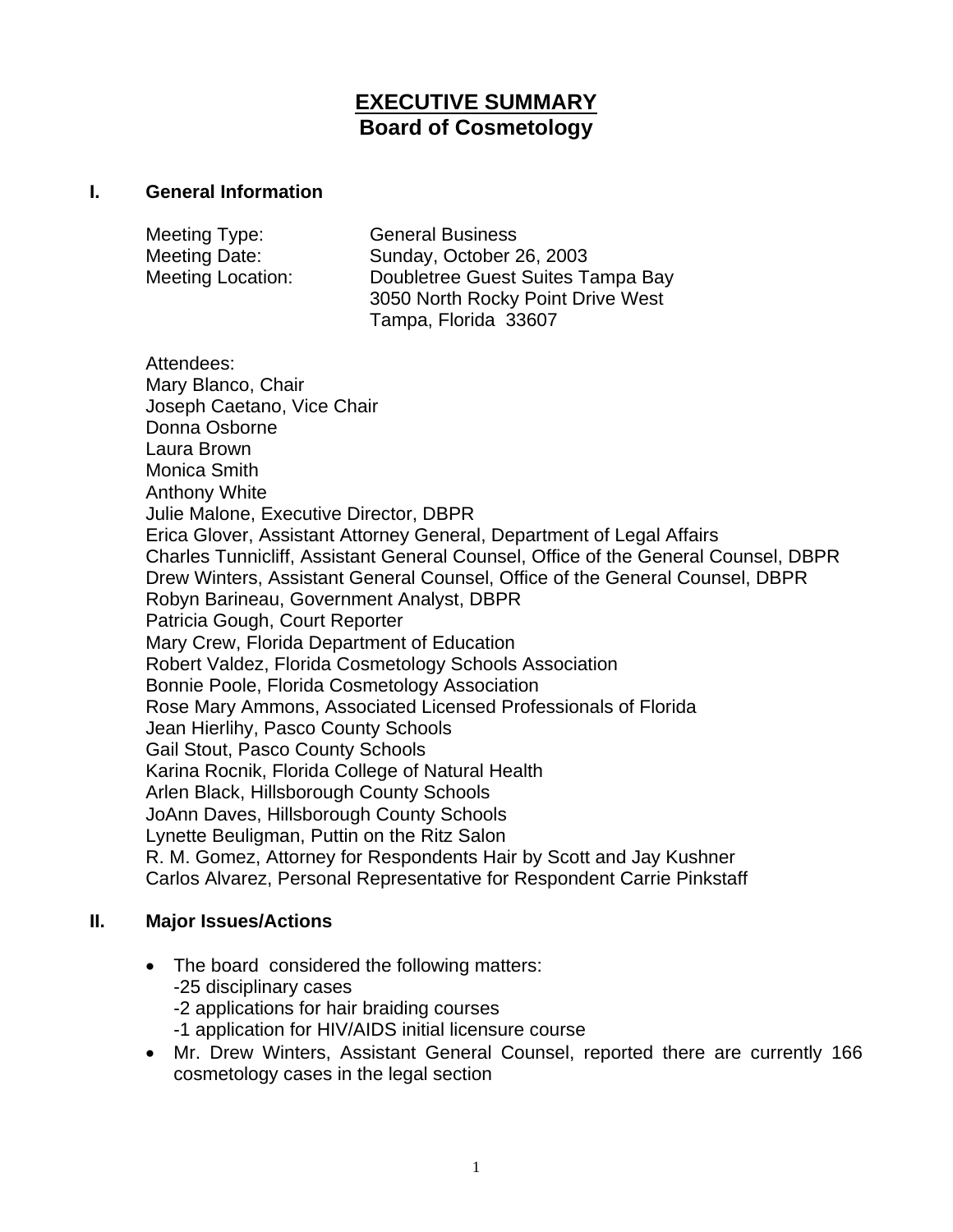# EXECUTIVE SUMMARY
## Board of Cosmetology

### I. General Information

Meeting Type: General Business
Meeting Date: Sunday, October 26, 2003
Meeting Location: Doubletree Guest Suites Tampa Bay
3050 North Rocky Point Drive West
Tampa, Florida 33607

Attendees:
Mary Blanco, Chair
Joseph Caetano, Vice Chair
Donna Osborne
Laura Brown
Monica Smith
Anthony White
Julie Malone, Executive Director, DBPR
Erica Glover, Assistant Attorney General, Department of Legal Affairs
Charles Tunnicliff, Assistant General Counsel, Office of the General Counsel, DBPR
Drew Winters, Assistant General Counsel, Office of the General Counsel, DBPR
Robyn Barineau, Government Analyst, DBPR
Patricia Gough, Court Reporter
Mary Crew, Florida Department of Education
Robert Valdez, Florida Cosmetology Schools Association
Bonnie Poole, Florida Cosmetology Association
Rose Mary Ammons, Associated Licensed Professionals of Florida
Jean Hierlihy, Pasco County Schools
Gail Stout, Pasco County Schools
Karina Rocnik, Florida College of Natural Health
Arlen Black, Hillsborough County Schools
JoAnn Daves, Hillsborough County Schools
Lynette Beuligman, Puttin on the Ritz Salon
R. M. Gomez, Attorney for Respondents Hair by Scott and Jay Kushner
Carlos Alvarez, Personal Representative for Respondent Carrie Pinkstaff

### II. Major Issues/Actions

- The board considered the following matters:
  -25 disciplinary cases
  -2 applications for hair braiding courses
  -1 application for HIV/AIDS initial licensure course
- Mr. Drew Winters, Assistant General Counsel, reported there are currently 166 cosmetology cases in the legal section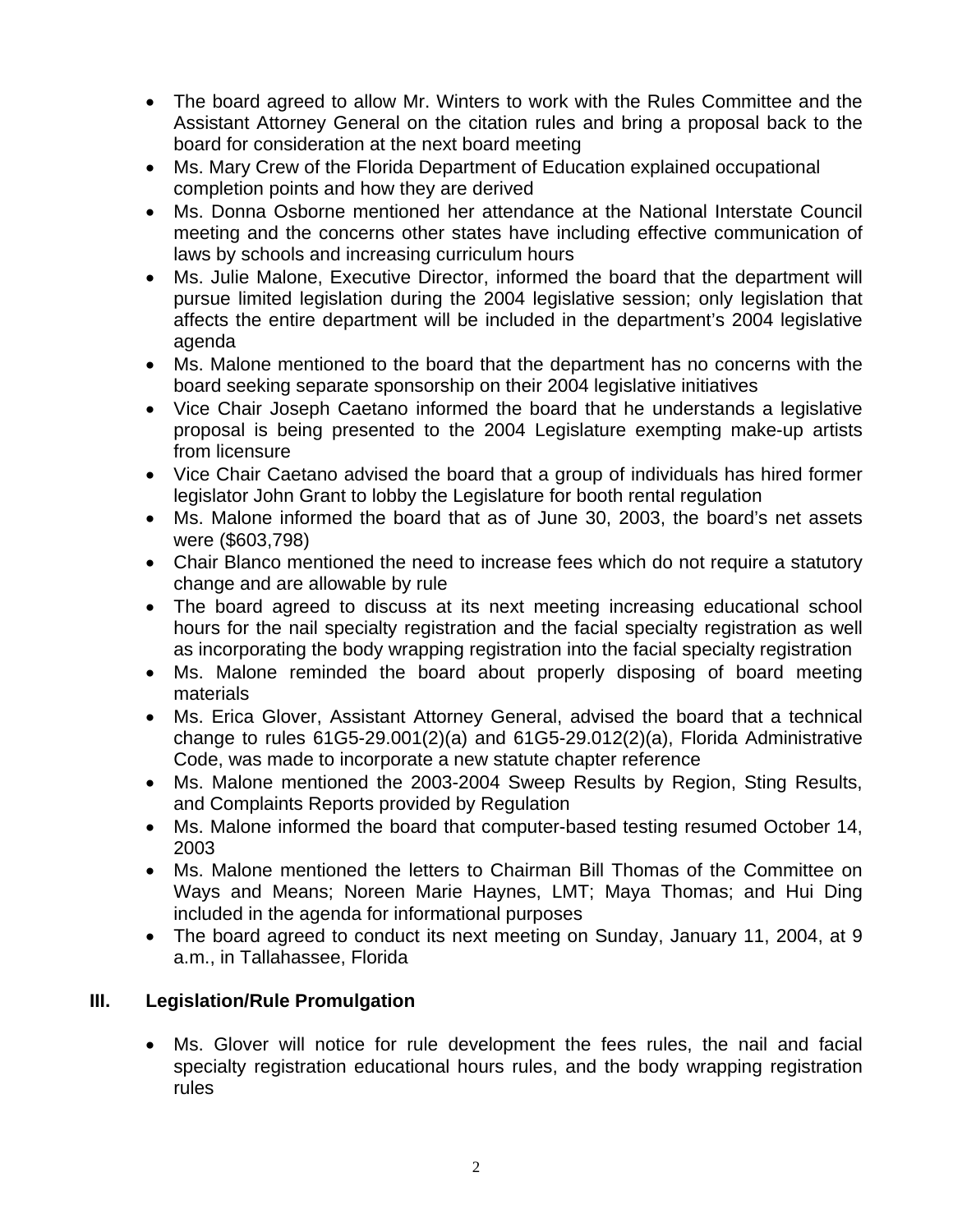- The board agreed to allow Mr. Winters to work with the Rules Committee and the Assistant Attorney General on the citation rules and bring a proposal back to the board for consideration at the next board meeting
- Ms. Mary Crew of the Florida Department of Education explained occupational completion points and how they are derived
- Ms. Donna Osborne mentioned her attendance at the National Interstate Council meeting and the concerns other states have including effective communication of laws by schools and increasing curriculum hours
- Ms. Julie Malone, Executive Director, informed the board that the department will pursue limited legislation during the 2004 legislative session; only legislation that affects the entire department will be included in the department's 2004 legislative agenda
- Ms. Malone mentioned to the board that the department has no concerns with the board seeking separate sponsorship on their 2004 legislative initiatives
- Vice Chair Joseph Caetano informed the board that he understands a legislative proposal is being presented to the 2004 Legislature exempting make-up artists from licensure
- Vice Chair Caetano advised the board that a group of individuals has hired former legislator John Grant to lobby the Legislature for booth rental regulation
- Ms. Malone informed the board that as of June 30, 2003, the board's net assets were ($603,798)
- Chair Blanco mentioned the need to increase fees which do not require a statutory change and are allowable by rule
- The board agreed to discuss at its next meeting increasing educational school hours for the nail specialty registration and the facial specialty registration as well as incorporating the body wrapping registration into the facial specialty registration
- Ms. Malone reminded the board about properly disposing of board meeting materials
- Ms. Erica Glover, Assistant Attorney General, advised the board that a technical change to rules 61G5-29.001(2)(a) and 61G5-29.012(2)(a), Florida Administrative Code, was made to incorporate a new statute chapter reference
- Ms. Malone mentioned the 2003-2004 Sweep Results by Region, Sting Results, and Complaints Reports provided by Regulation
- Ms. Malone informed the board that computer-based testing resumed October 14, 2003
- Ms. Malone mentioned the letters to Chairman Bill Thomas of the Committee on Ways and Means; Noreen Marie Haynes, LMT; Maya Thomas; and Hui Ding included in the agenda for informational purposes
- The board agreed to conduct its next meeting on Sunday, January 11, 2004, at 9 a.m., in Tallahassee, Florida

## III. Legislation/Rule Promulgation

- Ms. Glover will notice for rule development the fees rules, the nail and facial specialty registration educational hours rules, and the body wrapping registration rules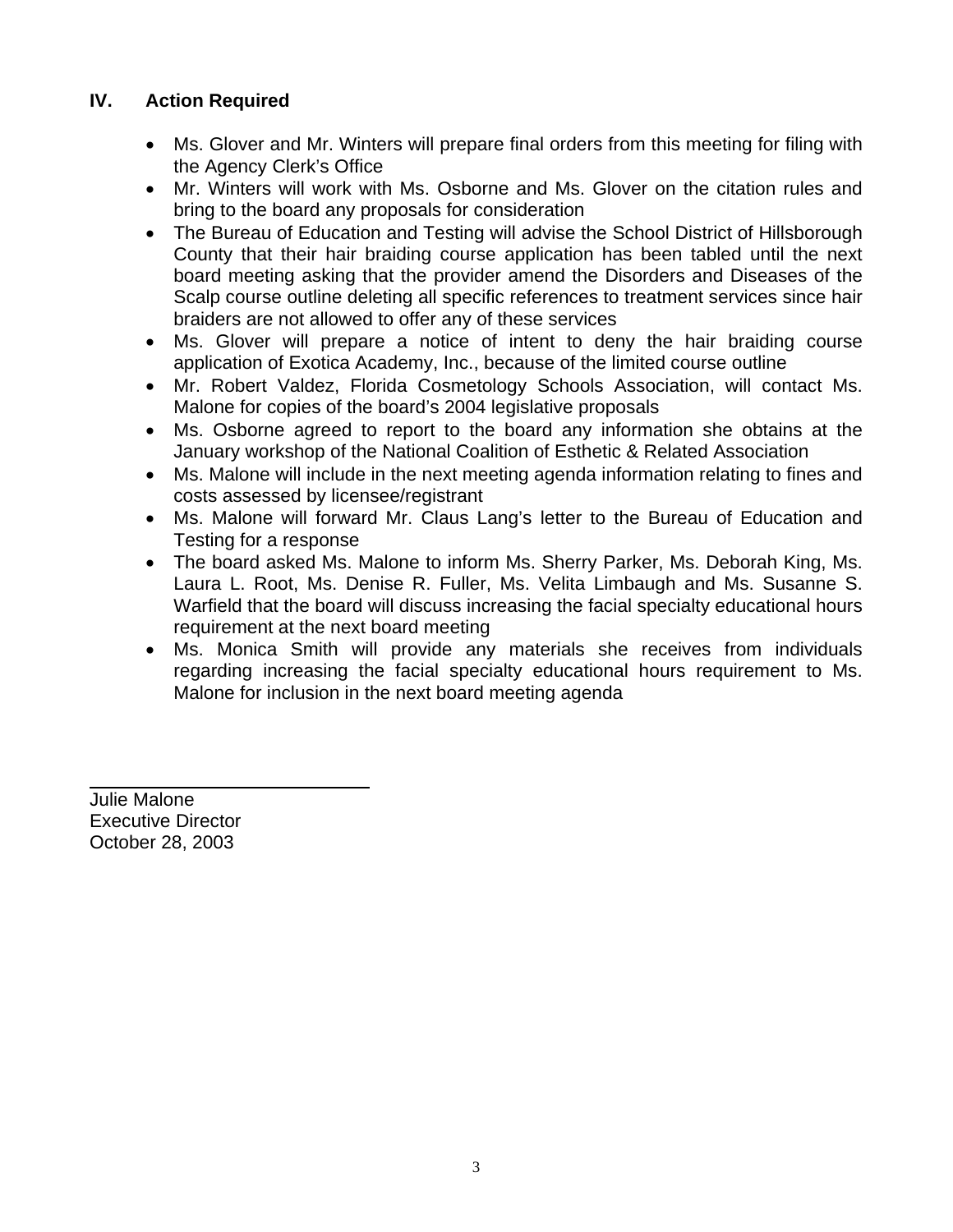## IV. Action Required

- Ms. Glover and Mr. Winters will prepare final orders from this meeting for filing with the Agency Clerk's Office
- Mr. Winters will work with Ms. Osborne and Ms. Glover on the citation rules and bring to the board any proposals for consideration
- The Bureau of Education and Testing will advise the School District of Hillsborough County that their hair braiding course application has been tabled until the next board meeting asking that the provider amend the Disorders and Diseases of the Scalp course outline deleting all specific references to treatment services since hair braiders are not allowed to offer any of these services
- Ms. Glover will prepare a notice of intent to deny the hair braiding course application of Exotica Academy, Inc., because of the limited course outline
- Mr. Robert Valdez, Florida Cosmetology Schools Association, will contact Ms. Malone for copies of the board's 2004 legislative proposals
- Ms. Osborne agreed to report to the board any information she obtains at the January workshop of the National Coalition of Esthetic & Related Association
- Ms. Malone will include in the next meeting agenda information relating to fines and costs assessed by licensee/registrant
- Ms. Malone will forward Mr. Claus Lang's letter to the Bureau of Education and Testing for a response
- The board asked Ms. Malone to inform Ms. Sherry Parker, Ms. Deborah King, Ms. Laura L. Root, Ms. Denise R. Fuller, Ms. Velita Limbaugh and Ms. Susanne S. Warfield that the board will discuss increasing the facial specialty educational hours requirement at the next board meeting
- Ms. Monica Smith will provide any materials she receives from individuals regarding increasing the facial specialty educational hours requirement to Ms. Malone for inclusion in the next board meeting agenda

Julie Malone
Executive Director
October 28, 2003